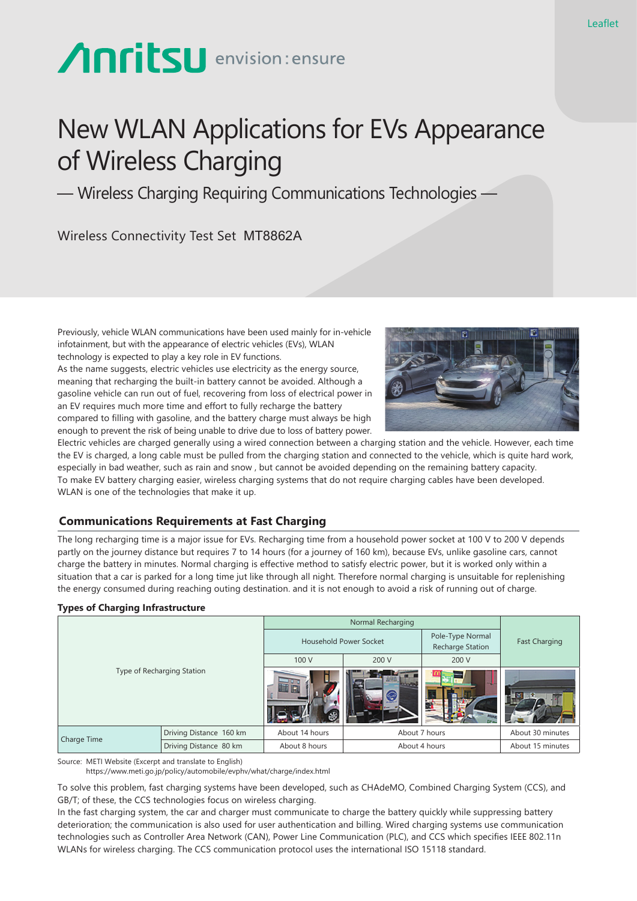Leaflet

# New WLAN Applications for EVs Appearance of Wireless Charging

— Wireless Charging Requiring Communications Technologies —

Wireless Connectivity Test Set MT8862A

Previously, vehicle WLAN communications have been used mainly for in-vehicle infotainment, but with the appearance of electric vehicles (EVs), WLAN technology is expected to play a key role in EV functions.
As the name suggests, electric vehicles use electricity as the energy source, meaning that recharging the built-in battery cannot be avoided. Although a gasoline vehicle can run out of fuel, recovering from loss of electrical power in an EV requires much more time and effort to fully recharge the battery compared to filling with gasoline, and the battery charge must always be high enough to prevent the risk of being unable to drive due to loss of battery power.
Electric vehicles are charged generally using a wired connection between a charging station and the vehicle. However, each time the EV is charged, a long cable must be pulled from the charging station and connected to the vehicle, which is quite hard work, especially in bad weather, such as rain and snow , but cannot be avoided depending on the remaining battery capacity.
To make EV battery charging easier, wireless charging systems that do not require charging cables have been developed.
WLAN is one of the technologies that make it up.

## Communications Requirements at Fast Charging

The long recharging time is a major issue for EVs. Recharging time from a household power socket at 100 V to 200 V depends partly on the journey distance but requires 7 to 14 hours (for a journey of 160 km), because EVs, unlike gasoline cars, cannot charge the battery in minutes. Normal charging is effective method to satisfy electric power, but it is worked only within a situation that a car is parked for a long time jut like through all night. Therefore normal charging is unsuitable for replenishing the energy consumed during reaching outing destination. and it is not enough to avoid a risk of running out of charge.

**Types of Charging Infrastructure**

| Type of Recharging Station | | Normal Recharging | | | Fast Charging |
|---|---|---|---|---|---|
| | | Household Power Socket | | Pole-Type Normal Recharge Station | |
| | | 100 V | 200 V | 200 V | |
| Charge Time | Driving Distance 160 km | About 14 hours | About 7 hours | | About 30 minutes |
| | Driving Distance 80 km | About 8 hours | About 4 hours | | About 15 minutes |

Source: METI Website (Excerpt and translate to English)
https://www.meti.go.jp/policy/automobile/evphv/what/charge/index.html

To solve this problem, fast charging systems have been developed, such as CHAdeMO, Combined Charging System (CCS), and GB/T; of these, the CCS technologies focus on wireless charging.
In the fast charging system, the car and charger must communicate to charge the battery quickly while suppressing battery deterioration; the communication is also used for user authentication and billing. Wired charging systems use communication technologies such as Controller Area Network (CAN), Power Line Communication (PLC), and CCS which specifies IEEE 802.11n WLANs for wireless charging. The CCS communication protocol uses the international ISO 15118 standard.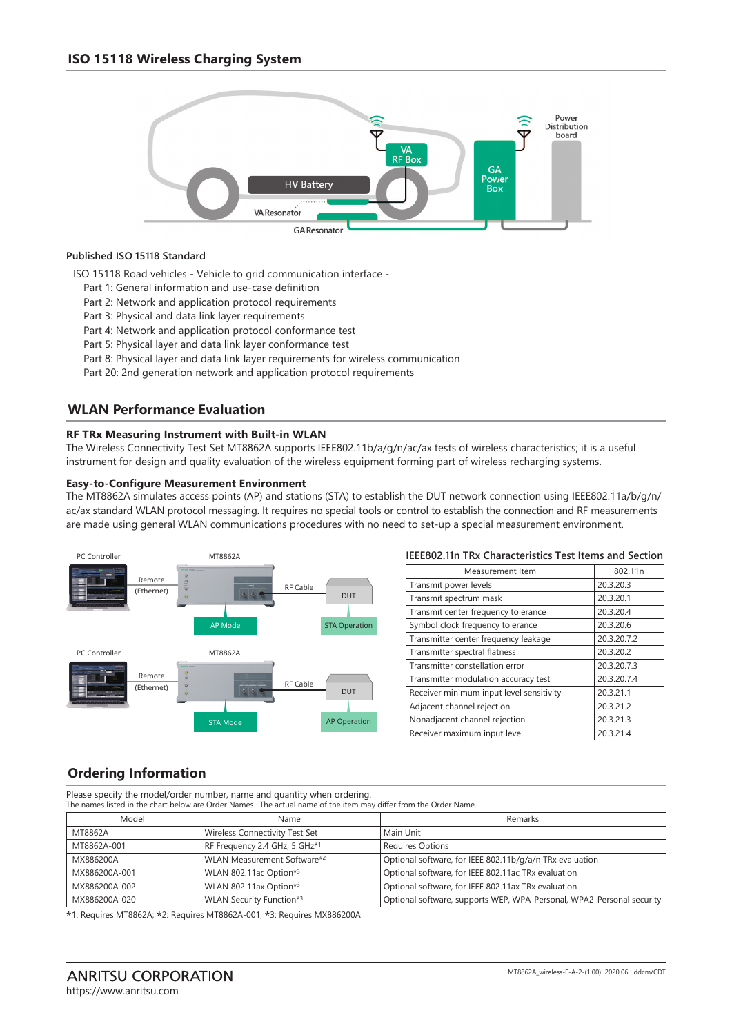## ISO 15118 Wireless Charging System

Power Distribution board

VA RF Box

GA Power Box

HV Battery

VA Resonator

GA Resonator

### Published ISO 15118 Standard

ISO 15118 Road vehicles - Vehicle to grid communication interface -
- Part 1: General information and use-case definition
- Part 2: Network and application protocol requirements
- Part 3: Physical and data link layer requirements
- Part 4: Network and application protocol conformance test
- Part 5: Physical layer and data link layer conformance test
- Part 8: Physical layer and data link layer requirements for wireless communication
- Part 20: 2nd generation network and application protocol requirements

## WLAN Performance Evaluation

### RF TRx Measuring Instrument with Built-in WLAN

The Wireless Connectivity Test Set MT8862A supports IEEE802.11b/a/g/n/ac/ax tests of wireless characteristics; it is a useful instrument for design and quality evaluation of the wireless equipment forming part of wireless recharging systems.

### Easy-to-Configure Measurement Environment

The MT8862A simulates access points (AP) and stations (STA) to establish the DUT network connection using IEEE802.11a/b/g/n/ac/ax standard WLAN protocol messaging. It requires no special tools or control to establish the connection and RF measurements are made using general WLAN communications procedures with no need to set-up a special measurement environment.

PC Controller — Remote (Ethernet) — MT8862A — RF Cable — DUT

AP Mode — STA Operation

PC Controller — Remote (Ethernet) — MT8862A — RF Cable — DUT

STA Mode — AP Operation

### IEEE802.11n TRx Characteristics Test Items and Section

| Measurement Item | 802.11n |
|---|---|
| Transmit power levels | 20.3.20.3 |
| Transmit spectrum mask | 20.3.20.1 |
| Transmit center frequency tolerance | 20.3.20.4 |
| Symbol clock frequency tolerance | 20.3.20.6 |
| Transmitter center frequency leakage | 20.3.20.7.2 |
| Transmitter spectral flatness | 20.3.20.2 |
| Transmitter constellation error | 20.3.20.7.3 |
| Transmitter modulation accuracy test | 20.3.20.7.4 |
| Receiver minimum input level sensitivity | 20.3.21.1 |
| Adjacent channel rejection | 20.3.21.2 |
| Nonadjacent channel rejection | 20.3.21.3 |
| Receiver maximum input level | 20.3.21.4 |

## Ordering Information

Please specify the model/order number, name and quantity when ordering.
The names listed in the chart below are Order Names. The actual name of the item may differ from the Order Name.

| Model | Name | Remarks |
|---|---|---|
| MT8862A | Wireless Connectivity Test Set | Main Unit |
| MT8862A-001 | RF Frequency 2.4 GHz, 5 GHz*1 | Requires Options |
| MX886200A | WLAN Measurement Software*2 | Optional software, for IEEE 802.11b/g/a/n TRx evaluation |
| MX886200A-001 | WLAN 802.11ac Option*3 | Optional software, for IEEE 802.11ac TRx evaluation |
| MX886200A-002 | WLAN 802.11ax Option*3 | Optional software, for IEEE 802.11ax TRx evaluation |
| MX886200A-020 | WLAN Security Function*3 | Optional software, supports WEP, WPA-Personal, WPA2-Personal security |

*1: Requires MT8862A; *2: Requires MT8862A-001; *3: Requires MX886200A

ANRITSU CORPORATION
https://www.anritsu.com

MT8862A_wireless-E-A-2-(1.00) 2020.06 ddcm/CDT